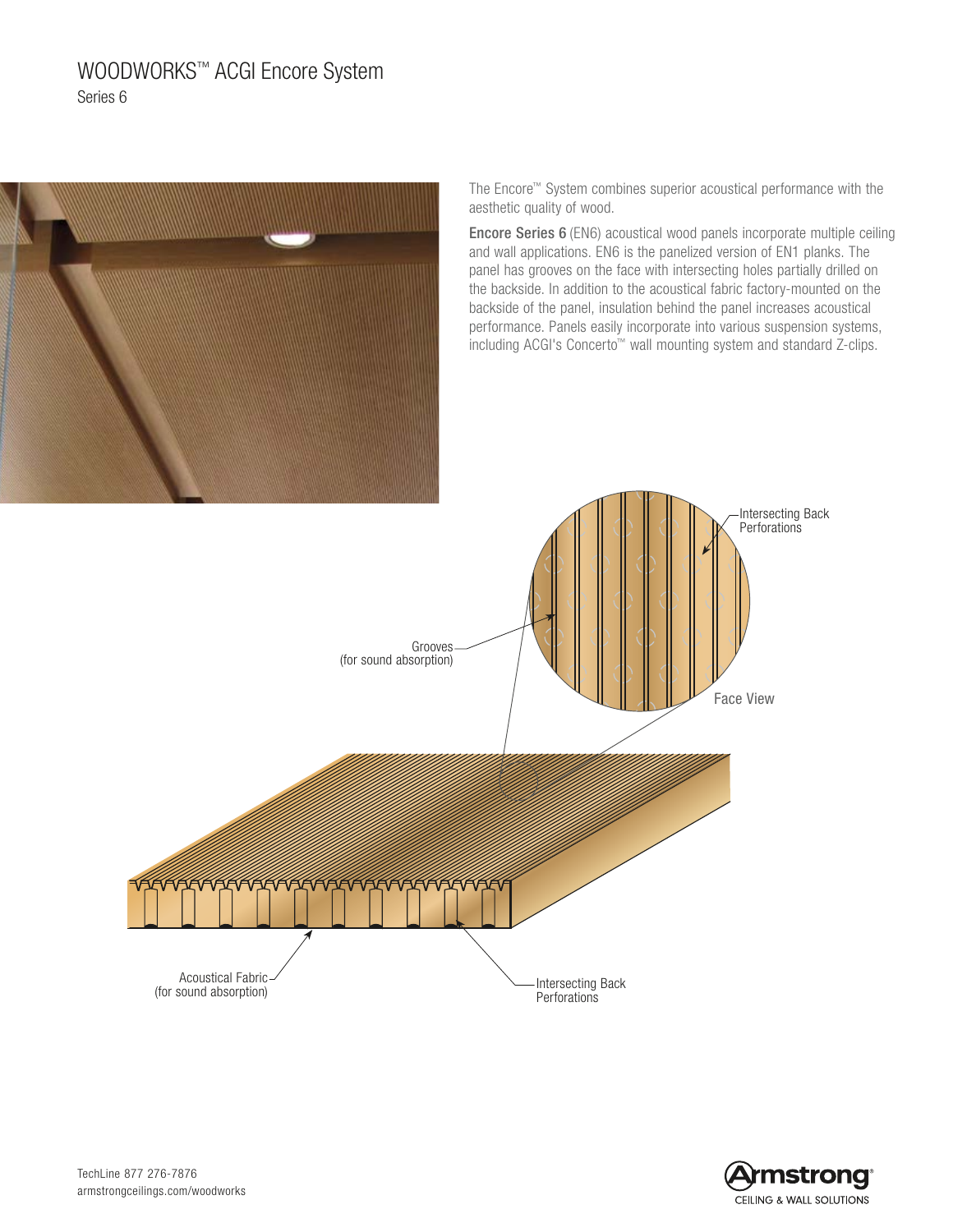# WOODWORKS™ ACGI Encore System

Series 6

The Encore™ System combines superior acoustical performance with the aesthetic quality of wood.

**Encore Series 6** (EN6) acoustical wood panels incorporate multiple ceiling and wall applications. EN6 is the panelized version of EN1 planks. The panel has grooves on the face with intersecting holes partially drilled on the backside. In addition to the acoustical fabric factory-mounted on the backside of the panel, insulation behind the panel increases acoustical performance. Panels easily incorporate into various suspension systems, including ACGI's Concerto™ wall mounting system and standard Z-clips.

Intersecting Back Perforations

Grooves (for sound absorption)

Face View

Acoustical Fabric (for sound absorption)

Intersecting Back Perforations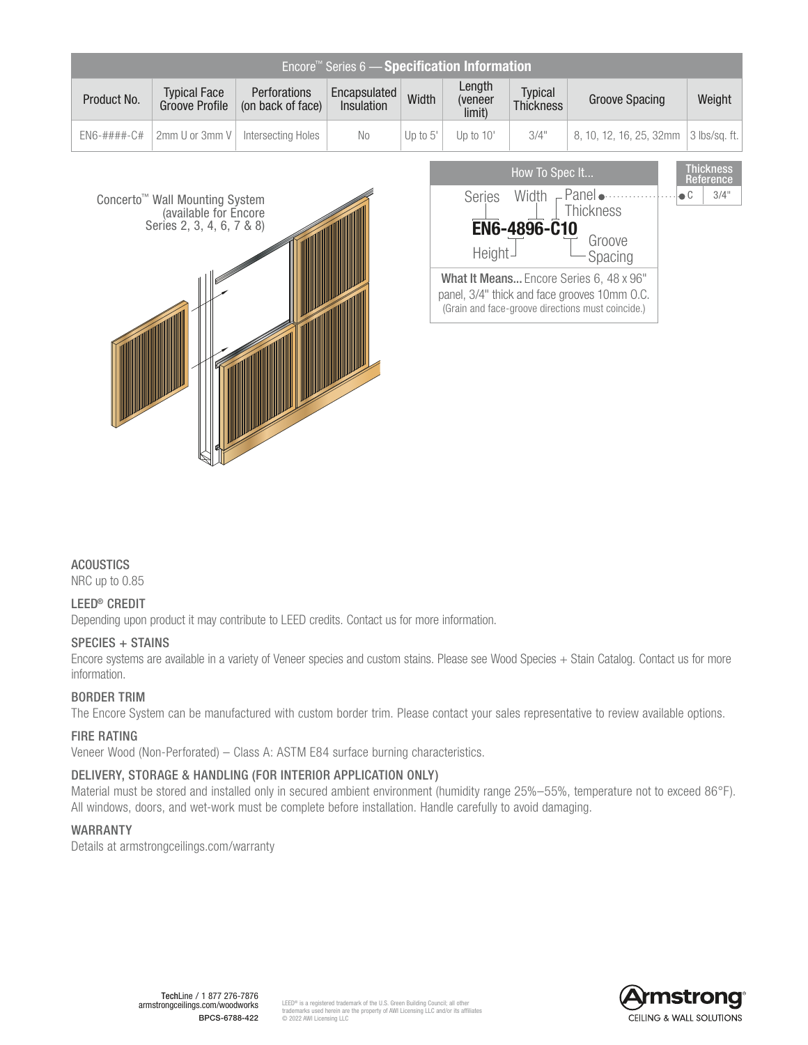## Encore™ Series 6 — **Specification Information**

| Product No. | Typical Face Groove Profile | Perforations (on back of face) | Encapsulated Insulation | Width | Length (veneer limit) | Typical Thickness | Groove Spacing | Weight |
|---|---|---|---|---|---|---|---|---|
| EN6-####-C# | 2mm U or 3mm V | Intersecting Holes | No | Up to 5' | Up to 10' | 3/4" | 8, 10, 12, 16, 25, 32mm | 3 lbs/sq. ft. |

Concerto™ Wall Mounting System (available for Encore Series 2, 3, 4, 6, 7 & 8)

### How To Spec It...

Series, Width, Panel Thickness, Height, Groove Spacing

**EN6-4896-C10**

**What It Means...** Encore Series 6, 48 x 96" panel, 3/4" thick and face grooves 10mm O.C. (Grain and face-groove directions must coincide.)

| Thickness Reference | |
|---|---|
| C | 3/4" |

### ACOUSTICS
NRC up to 0.85

### LEED® CREDIT
Depending upon product it may contribute to LEED credits. Contact us for more information.

### SPECIES + STAINS
Encore systems are available in a variety of Veneer species and custom stains. Please see Wood Species + Stain Catalog. Contact us for more information.

### BORDER TRIM
The Encore System can be manufactured with custom border trim. Please contact your sales representative to review available options.

### FIRE RATING
Veneer Wood (Non-Perforated) – Class A: ASTM E84 surface burning characteristics.

### DELIVERY, STORAGE & HANDLING (FOR INTERIOR APPLICATION ONLY)
Material must be stored and installed only in secured ambient environment (humidity range 25%–55%, temperature not to exceed 86°F). All windows, doors, and wet-work must be complete before installation. Handle carefully to avoid damaging.

### WARRANTY
Details at armstrongceilings.com/warranty

**Tech**Line / 1 877 276-7876
armstrongceilings.com/woodworks
BPCS-6788-422

LEED® is a registered trademark of the U.S. Green Building Council; all other trademarks used herein are the property of AWI Licensing LLC and/or its affiliates
© 2022 AWI Licensing LLC

Armstrong® CEILING & WALL SOLUTIONS